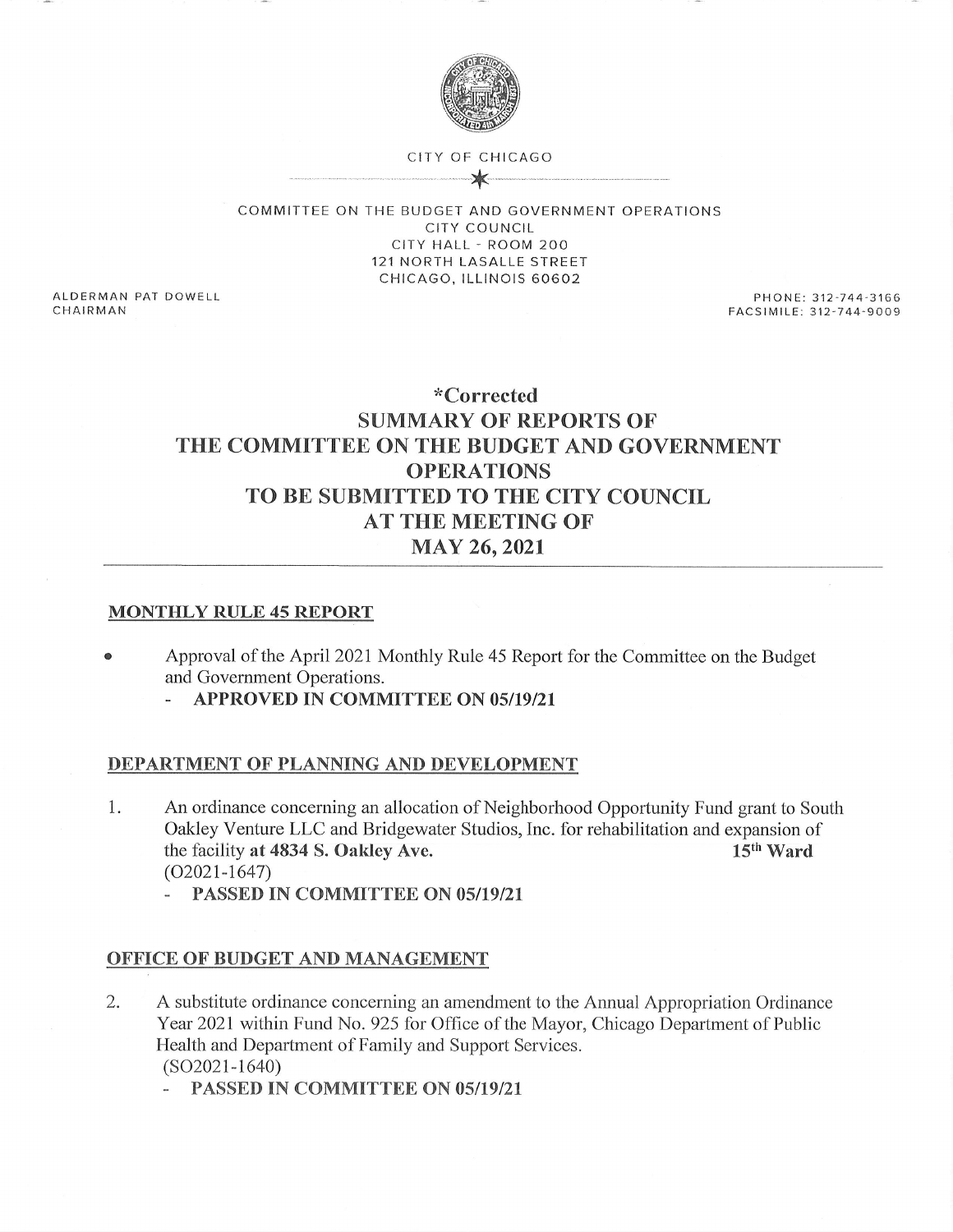CITY OF CHICAGO

COMMITTEE ON THE BUDGET AND GOVERNMENT OPERATIONS
CITY COUNCIL
CITY HALL - ROOM 200
121 NORTH LASALLE STREET
CHICAGO, ILLINOIS 60602

ALDERMAN PAT DOWELL
CHAIRMAN

PHONE: 312-744-3166
FACSIMILE: 312-744-9009

# *Corrected SUMMARY OF REPORTS OF THE COMMITTEE ON THE BUDGET AND GOVERNMENT OPERATIONS TO BE SUBMITTED TO THE CITY COUNCIL AT THE MEETING OF MAY 26, 2021

## MONTHLY RULE 45 REPORT

- Approval of the April 2021 Monthly Rule 45 Report for the Committee on the Budget and Government Operations.
  - **APPROVED IN COMMITTEE ON 05/19/21**

## DEPARTMENT OF PLANNING AND DEVELOPMENT

1. An ordinance concerning an allocation of Neighborhood Opportunity Fund grant to South Oakley Venture LLC and Bridgewater Studios, Inc. for rehabilitation and expansion of the facility **at 4834 S. Oakley Ave.** **15th Ward**
   (O2021-1647)
   - **PASSED IN COMMITTEE ON 05/19/21**

## OFFICE OF BUDGET AND MANAGEMENT

2. A substitute ordinance concerning an amendment to the Annual Appropriation Ordinance Year 2021 within Fund No. 925 for Office of the Mayor, Chicago Department of Public Health and Department of Family and Support Services.
   (SO2021-1640)
   - **PASSED IN COMMITTEE ON 05/19/21**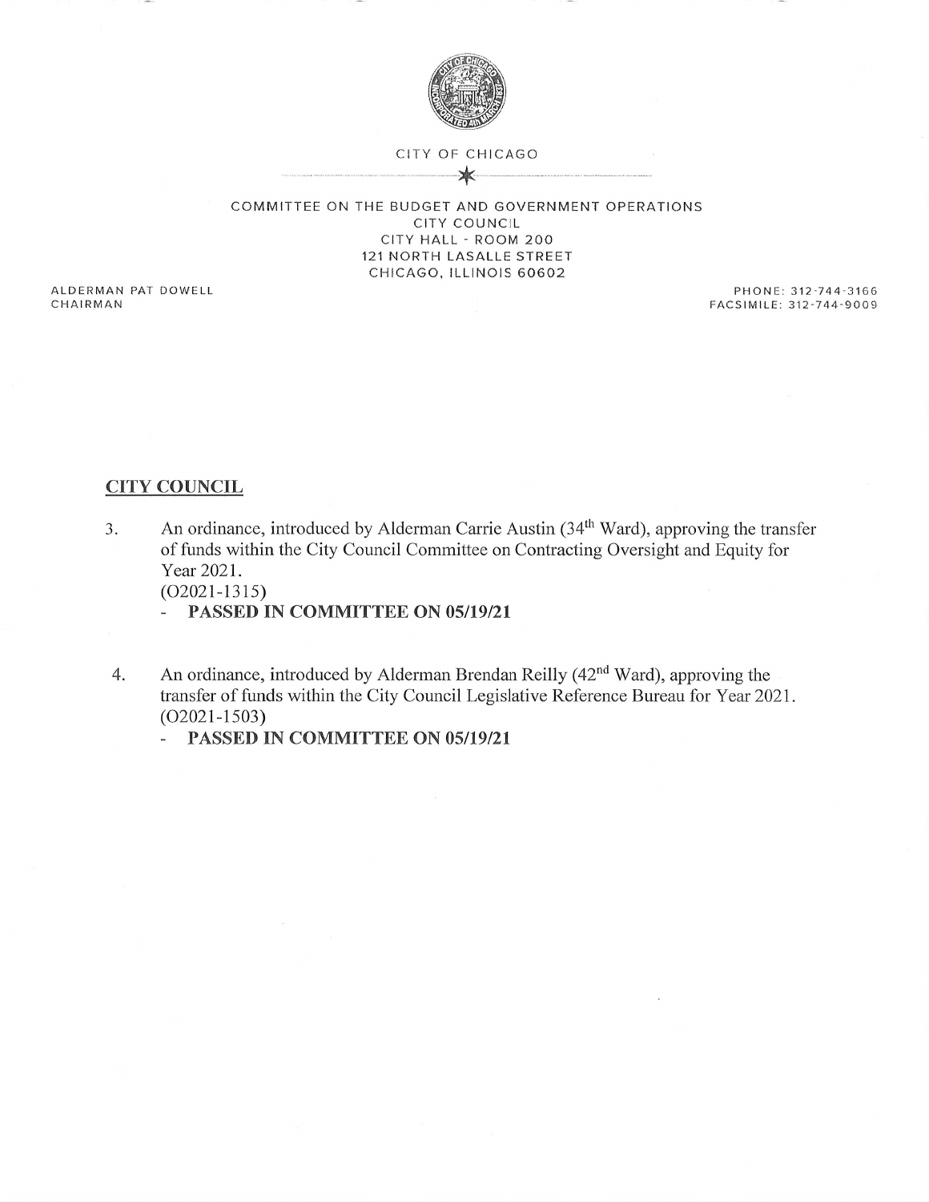CITY OF CHICAGO

COMMITTEE ON THE BUDGET AND GOVERNMENT OPERATIONS
CITY COUNCIL
CITY HALL - ROOM 200
121 NORTH LASALLE STREET
CHICAGO, ILLINOIS 60602

ALDERMAN PAT DOWELL
CHAIRMAN

PHONE: 312-744-3166
FACSIMILE: 312-744-9009

## CITY COUNCIL

3. An ordinance, introduced by Alderman Carrie Austin (34th Ward), approving the transfer of funds within the City Council Committee on Contracting Oversight and Equity for Year 2021.
   (O2021-1315)
   - **PASSED IN COMMITTEE ON 05/19/21**

4. An ordinance, introduced by Alderman Brendan Reilly (42nd Ward), approving the transfer of funds within the City Council Legislative Reference Bureau for Year 2021.
   (O2021-1503)
   - **PASSED IN COMMITTEE ON 05/19/21**